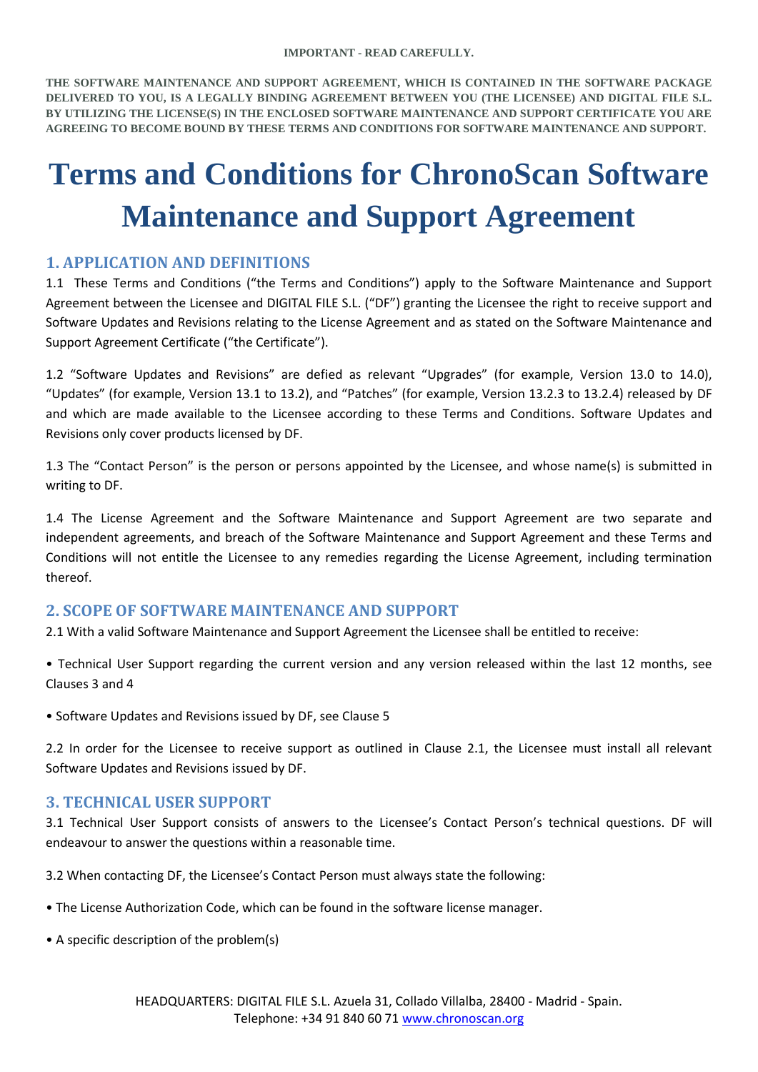**IMPORTANT - READ CAREFULLY.**

**THE SOFTWARE MAINTENANCE AND SUPPORT AGREEMENT, WHICH IS CONTAINED IN THE SOFTWARE PACKAGE DELIVERED TO YOU, IS A LEGALLY BINDING AGREEMENT BETWEEN YOU (THE LICENSEE) AND DIGITAL FILE S.L. BY UTILIZING THE LICENSE(S) IN THE ENCLOSED SOFTWARE MAINTENANCE AND SUPPORT CERTIFICATE YOU ARE AGREEING TO BECOME BOUND BY THESE TERMS AND CONDITIONS FOR SOFTWARE MAINTENANCE AND SUPPORT.**

# Terms and Conditions for ChronoScan Software Maintenance and Support Agreement

## 1. APPLICATION AND DEFINITIONS

1.1 These Terms and Conditions ("the Terms and Conditions") apply to the Software Maintenance and Support Agreement between the Licensee and DIGITAL FILE S.L. ("DF") granting the Licensee the right to receive support and Software Updates and Revisions relating to the License Agreement and as stated on the Software Maintenance and Support Agreement Certificate ("the Certificate").

1.2 "Software Updates and Revisions" are defied as relevant "Upgrades" (for example, Version 13.0 to 14.0), "Updates" (for example, Version 13.1 to 13.2), and "Patches" (for example, Version 13.2.3 to 13.2.4) released by DF and which are made available to the Licensee according to these Terms and Conditions. Software Updates and Revisions only cover products licensed by DF.

1.3 The "Contact Person" is the person or persons appointed by the Licensee, and whose name(s) is submitted in writing to DF.

1.4 The License Agreement and the Software Maintenance and Support Agreement are two separate and independent agreements, and breach of the Software Maintenance and Support Agreement and these Terms and Conditions will not entitle the Licensee to any remedies regarding the License Agreement, including termination thereof.

## 2. SCOPE OF SOFTWARE MAINTENANCE AND SUPPORT

2.1 With a valid Software Maintenance and Support Agreement the Licensee shall be entitled to receive:

• Technical User Support regarding the current version and any version released within the last 12 months, see Clauses 3 and 4

• Software Updates and Revisions issued by DF, see Clause 5

2.2 In order for the Licensee to receive support as outlined in Clause 2.1, the Licensee must install all relevant Software Updates and Revisions issued by DF.

## 3. TECHNICAL USER SUPPORT

3.1 Technical User Support consists of answers to the Licensee's Contact Person's technical questions. DF will endeavour to answer the questions within a reasonable time.

3.2 When contacting DF, the Licensee's Contact Person must always state the following:

• The License Authorization Code, which can be found in the software license manager.

• A specific description of the problem(s)

HEADQUARTERS: DIGITAL FILE S.L. Azuela 31, Collado Villalba, 28400 - Madrid - Spain.
Telephone: +34 91 840 60 71 www.chronoscan.org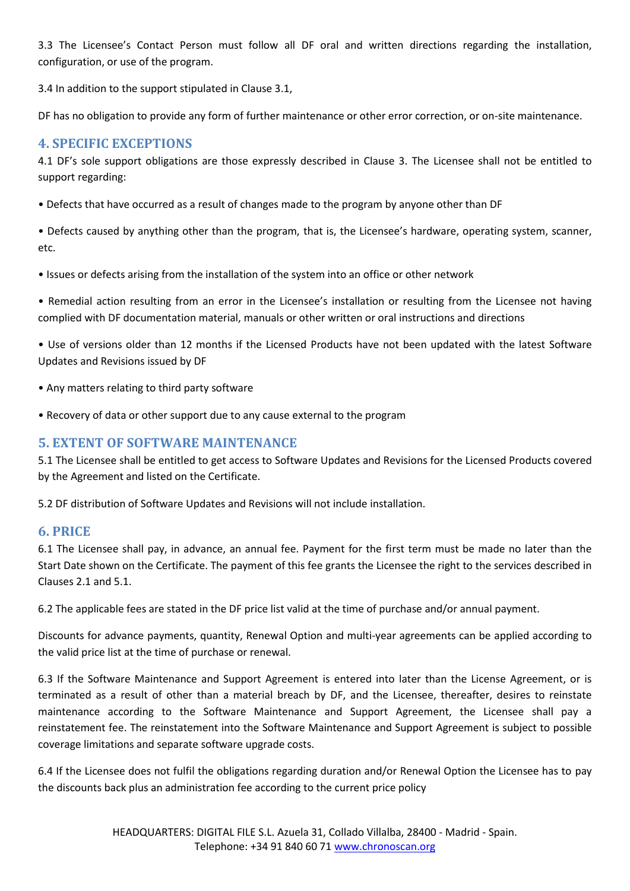3.3 The Licensee's Contact Person must follow all DF oral and written directions regarding the installation, configuration, or use of the program.

3.4 In addition to the support stipulated in Clause 3.1,

DF has no obligation to provide any form of further maintenance or other error correction, or on-site maintenance.

## 4. SPECIFIC EXCEPTIONS

4.1 DF's sole support obligations are those expressly described in Clause 3. The Licensee shall not be entitled to support regarding:

- Defects that have occurred as a result of changes made to the program by anyone other than DF
- Defects caused by anything other than the program, that is, the Licensee's hardware, operating system, scanner, etc.
- Issues or defects arising from the installation of the system into an office or other network
- Remedial action resulting from an error in the Licensee's installation or resulting from the Licensee not having complied with DF documentation material, manuals or other written or oral instructions and directions
- Use of versions older than 12 months if the Licensed Products have not been updated with the latest Software Updates and Revisions issued by DF
- Any matters relating to third party software
- Recovery of data or other support due to any cause external to the program

## 5. EXTENT OF SOFTWARE MAINTENANCE

5.1 The Licensee shall be entitled to get access to Software Updates and Revisions for the Licensed Products covered by the Agreement and listed on the Certificate.

5.2 DF distribution of Software Updates and Revisions will not include installation.

## 6. PRICE

6.1 The Licensee shall pay, in advance, an annual fee. Payment for the first term must be made no later than the Start Date shown on the Certificate. The payment of this fee grants the Licensee the right to the services described in Clauses 2.1 and 5.1.

6.2 The applicable fees are stated in the DF price list valid at the time of purchase and/or annual payment.

Discounts for advance payments, quantity, Renewal Option and multi-year agreements can be applied according to the valid price list at the time of purchase or renewal.

6.3 If the Software Maintenance and Support Agreement is entered into later than the License Agreement, or is terminated as a result of other than a material breach by DF, and the Licensee, thereafter, desires to reinstate maintenance according to the Software Maintenance and Support Agreement, the Licensee shall pay a reinstatement fee. The reinstatement into the Software Maintenance and Support Agreement is subject to possible coverage limitations and separate software upgrade costs.

6.4 If the Licensee does not fulfil the obligations regarding duration and/or Renewal Option the Licensee has to pay the discounts back plus an administration fee according to the current price policy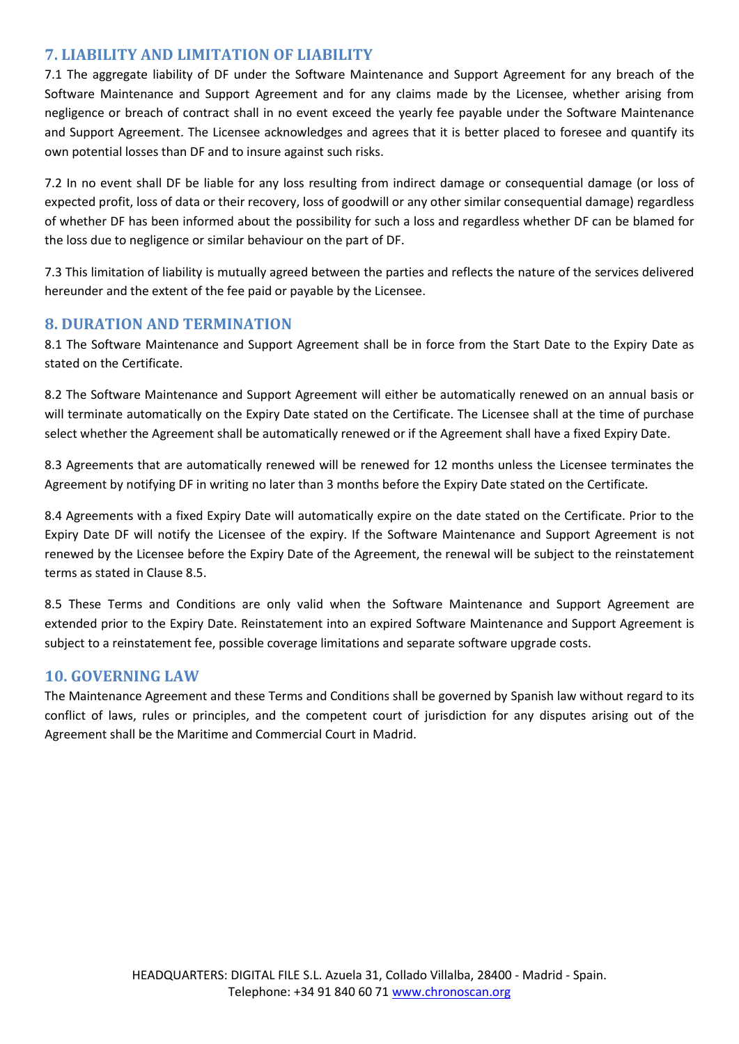## 7. LIABILITY AND LIMITATION OF LIABILITY

7.1 The aggregate liability of DF under the Software Maintenance and Support Agreement for any breach of the Software Maintenance and Support Agreement and for any claims made by the Licensee, whether arising from negligence or breach of contract shall in no event exceed the yearly fee payable under the Software Maintenance and Support Agreement. The Licensee acknowledges and agrees that it is better placed to foresee and quantify its own potential losses than DF and to insure against such risks.

7.2 In no event shall DF be liable for any loss resulting from indirect damage or consequential damage (or loss of expected profit, loss of data or their recovery, loss of goodwill or any other similar consequential damage) regardless of whether DF has been informed about the possibility for such a loss and regardless whether DF can be blamed for the loss due to negligence or similar behaviour on the part of DF.

7.3 This limitation of liability is mutually agreed between the parties and reflects the nature of the services delivered hereunder and the extent of the fee paid or payable by the Licensee.

## 8. DURATION AND TERMINATION

8.1 The Software Maintenance and Support Agreement shall be in force from the Start Date to the Expiry Date as stated on the Certificate.

8.2 The Software Maintenance and Support Agreement will either be automatically renewed on an annual basis or will terminate automatically on the Expiry Date stated on the Certificate. The Licensee shall at the time of purchase select whether the Agreement shall be automatically renewed or if the Agreement shall have a fixed Expiry Date.

8.3 Agreements that are automatically renewed will be renewed for 12 months unless the Licensee terminates the Agreement by notifying DF in writing no later than 3 months before the Expiry Date stated on the Certificate.

8.4 Agreements with a fixed Expiry Date will automatically expire on the date stated on the Certificate. Prior to the Expiry Date DF will notify the Licensee of the expiry. If the Software Maintenance and Support Agreement is not renewed by the Licensee before the Expiry Date of the Agreement, the renewal will be subject to the reinstatement terms as stated in Clause 8.5.

8.5 These Terms and Conditions are only valid when the Software Maintenance and Support Agreement are extended prior to the Expiry Date. Reinstatement into an expired Software Maintenance and Support Agreement is subject to a reinstatement fee, possible coverage limitations and separate software upgrade costs.

## 10. GOVERNING LAW

The Maintenance Agreement and these Terms and Conditions shall be governed by Spanish law without regard to its conflict of laws, rules or principles, and the competent court of jurisdiction for any disputes arising out of the Agreement shall be the Maritime and Commercial Court in Madrid.

HEADQUARTERS: DIGITAL FILE S.L. Azuela 31, Collado Villalba, 28400 - Madrid - Spain.
Telephone: +34 91 840 60 71 www.chronoscan.org